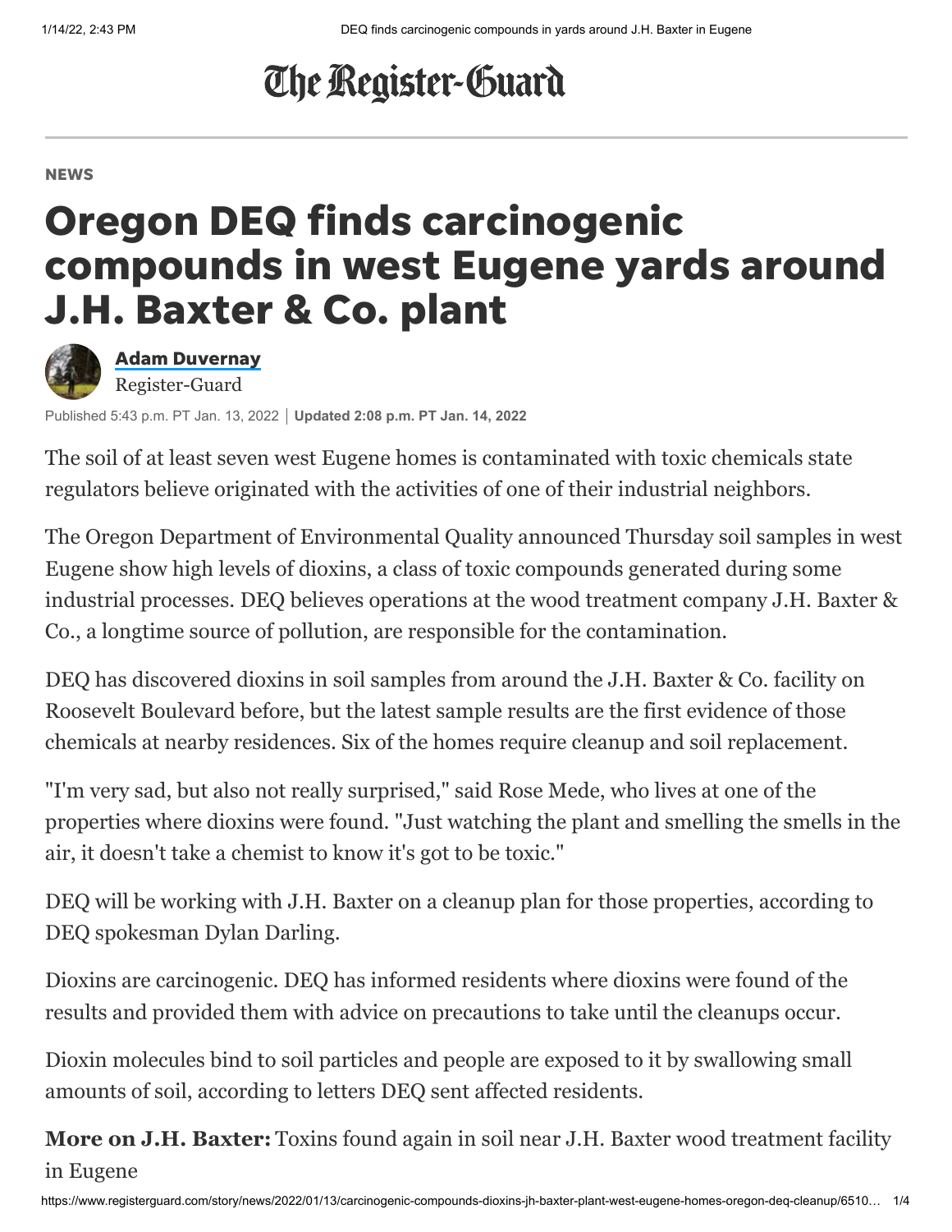# The Register-Guard

NEWS

# Oregon DEQ finds carcinogenic compounds in west Eugene yards around J.H. Baxter & Co. plant

**Adam Duvernay**
Register-Guard

Published 5:43 p.m. PT Jan. 13, 2022 | **Updated 2:08 p.m. PT Jan. 14, 2022**

The soil of at least seven west Eugene homes is contaminated with toxic chemicals state regulators believe originated with the activities of one of their industrial neighbors.

The Oregon Department of Environmental Quality announced Thursday soil samples in west Eugene show high levels of dioxins, a class of toxic compounds generated during some industrial processes. DEQ believes operations at the wood treatment company J.H. Baxter & Co., a longtime source of pollution, are responsible for the contamination.

DEQ has discovered dioxins in soil samples from around the J.H. Baxter & Co. facility on Roosevelt Boulevard before, but the latest sample results are the first evidence of those chemicals at nearby residences. Six of the homes require cleanup and soil replacement.

"I'm very sad, but also not really surprised," said Rose Mede, who lives at one of the properties where dioxins were found. "Just watching the plant and smelling the smells in the air, it doesn't take a chemist to know it's got to be toxic."

DEQ will be working with J.H. Baxter on a cleanup plan for those properties, according to DEQ spokesman Dylan Darling.

Dioxins are carcinogenic. DEQ has informed residents where dioxins were found of the results and provided them with advice on precautions to take until the cleanups occur.

Dioxin molecules bind to soil particles and people are exposed to it by swallowing small amounts of soil, according to letters DEQ sent affected residents.

**More on J.H. Baxter:** Toxins found again in soil near J.H. Baxter wood treatment facility in Eugene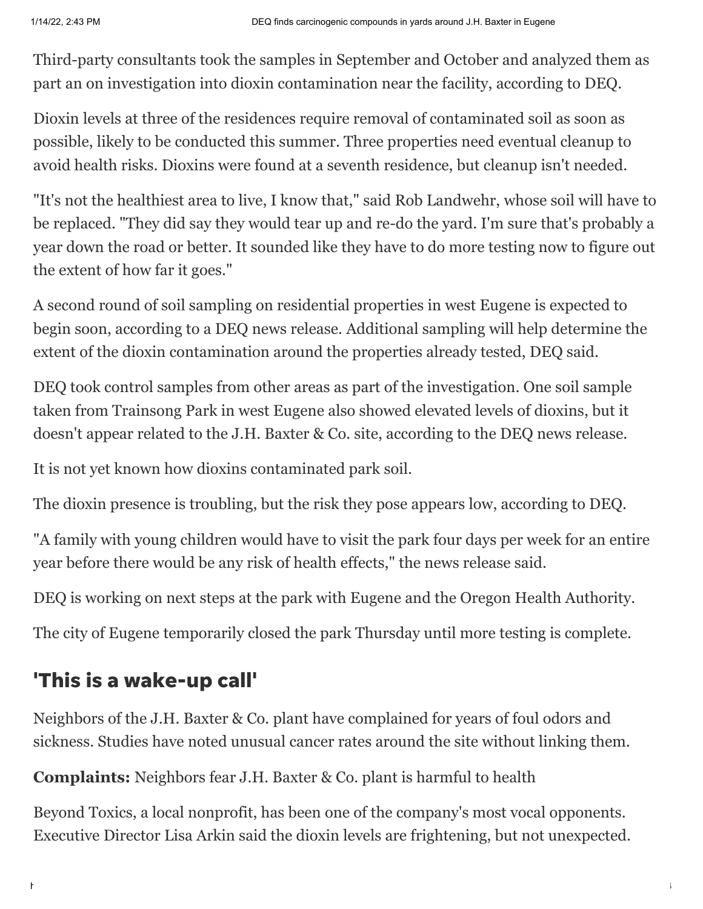Third-party consultants took the samples in September and October and analyzed them as part an on investigation into dioxin contamination near the facility, according to DEQ.

Dioxin levels at three of the residences require removal of contaminated soil as soon as possible, likely to be conducted this summer. Three properties need eventual cleanup to avoid health risks. Dioxins were found at a seventh residence, but cleanup isn't needed.

"It's not the healthiest area to live, I know that," said Rob Landwehr, whose soil will have to be replaced. "They did say they would tear up and re-do the yard. I'm sure that's probably a year down the road or better. It sounded like they have to do more testing now to figure out the extent of how far it goes."

A second round of soil sampling on residential properties in west Eugene is expected to begin soon, according to a DEQ news release. Additional sampling will help determine the extent of the dioxin contamination around the properties already tested, DEQ said.

DEQ took control samples from other areas as part of the investigation. One soil sample taken from Trainsong Park in west Eugene also showed elevated levels of dioxins, but it doesn't appear related to the J.H. Baxter & Co. site, according to the DEQ news release.

It is not yet known how dioxins contaminated park soil.

The dioxin presence is troubling, but the risk they pose appears low, according to DEQ.

"A family with young children would have to visit the park four days per week for an entire year before there would be any risk of health effects," the news release said.

DEQ is working on next steps at the park with Eugene and the Oregon Health Authority.

The city of Eugene temporarily closed the park Thursday until more testing is complete.

## 'This is a wake-up call'

Neighbors of the J.H. Baxter & Co. plant have complained for years of foul odors and sickness. Studies have noted unusual cancer rates around the site without linking them.

**Complaints:** Neighbors fear J.H. Baxter & Co. plant is harmful to health

Beyond Toxics, a local nonprofit, has been one of the company's most vocal opponents. Executive Director Lisa Arkin said the dioxin levels are frightening, but not unexpected.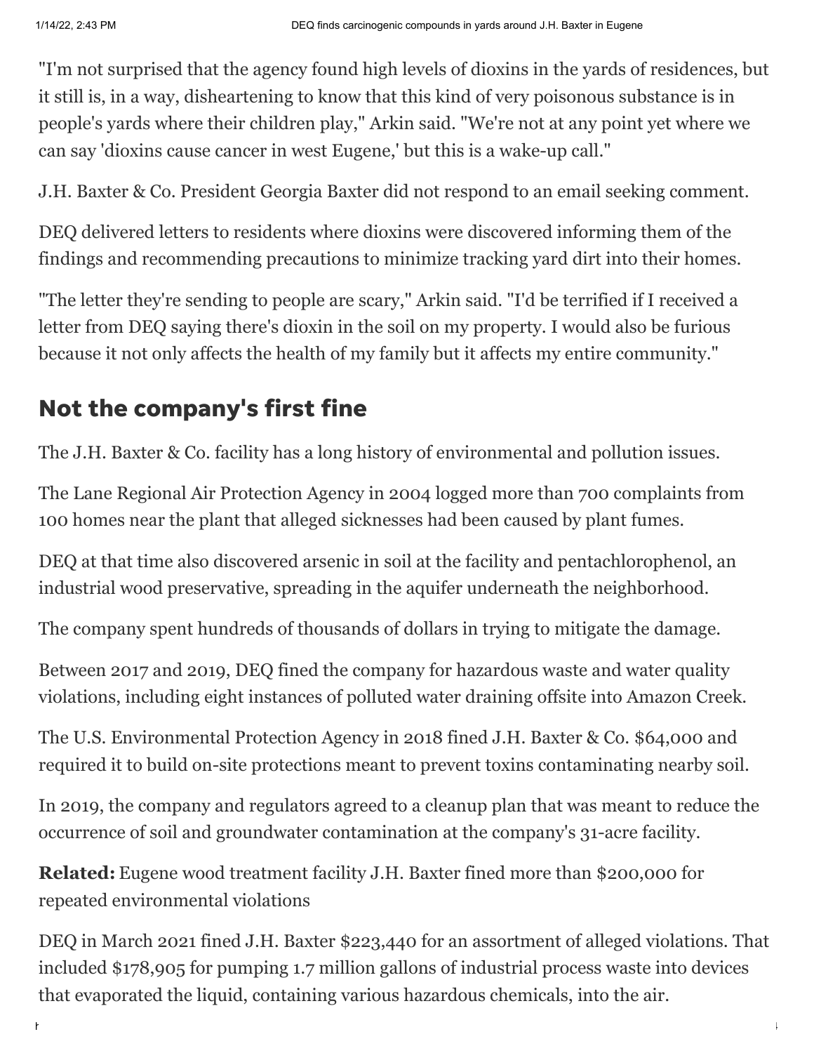"I'm not surprised that the agency found high levels of dioxins in the yards of residences, but it still is, in a way, disheartening to know that this kind of very poisonous substance is in people's yards where their children play," Arkin said. "We're not at any point yet where we can say 'dioxins cause cancer in west Eugene,' but this is a wake-up call."

J.H. Baxter & Co. President Georgia Baxter did not respond to an email seeking comment.

DEQ delivered letters to residents where dioxins were discovered informing them of the findings and recommending precautions to minimize tracking yard dirt into their homes.

"The letter they're sending to people are scary," Arkin said. "I'd be terrified if I received a letter from DEQ saying there's dioxin in the soil on my property. I would also be furious because it not only affects the health of my family but it affects my entire community."

## Not the company's first fine

The J.H. Baxter & Co. facility has a long history of environmental and pollution issues.

The Lane Regional Air Protection Agency in 2004 logged more than 700 complaints from 100 homes near the plant that alleged sicknesses had been caused by plant fumes.

DEQ at that time also discovered arsenic in soil at the facility and pentachlorophenol, an industrial wood preservative, spreading in the aquifer underneath the neighborhood.

The company spent hundreds of thousands of dollars in trying to mitigate the damage.

Between 2017 and 2019, DEQ fined the company for hazardous waste and water quality violations, including eight instances of polluted water draining offsite into Amazon Creek.

The U.S. Environmental Protection Agency in 2018 fined J.H. Baxter & Co. $64,000 and required it to build on-site protections meant to prevent toxins contaminating nearby soil.

In 2019, the company and regulators agreed to a cleanup plan that was meant to reduce the occurrence of soil and groundwater contamination at the company's 31-acre facility.

**Related:** Eugene wood treatment facility J.H. Baxter fined more than $200,000 for repeated environmental violations

DEQ in March 2021 fined J.H. Baxter $223,440 for an assortment of alleged violations. That included $178,905 for pumping 1.7 million gallons of industrial process waste into devices that evaporated the liquid, containing various hazardous chemicals, into the air.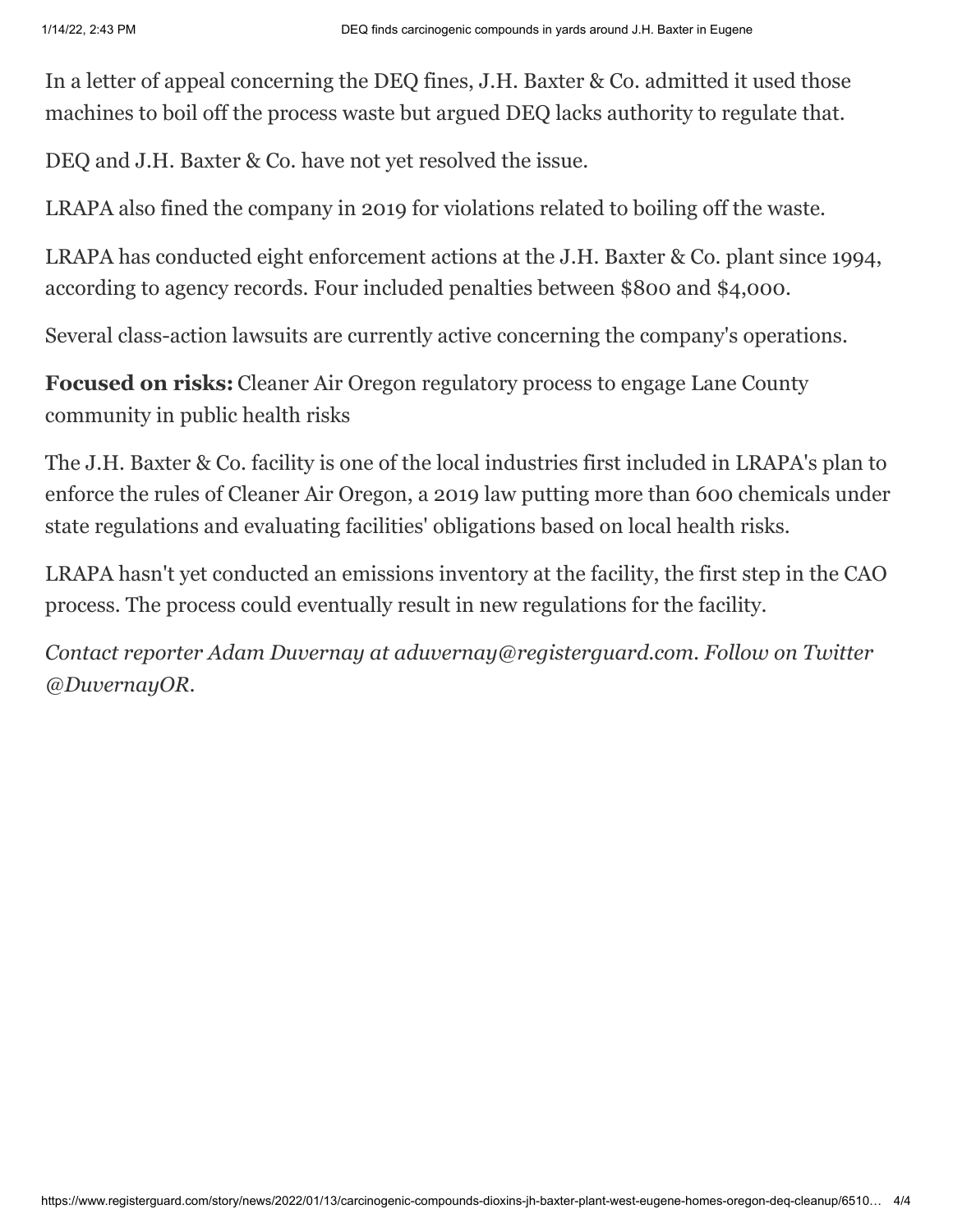In a letter of appeal concerning the DEQ fines, J.H. Baxter & Co. admitted it used those machines to boil off the process waste but argued DEQ lacks authority to regulate that.

DEQ and J.H. Baxter & Co. have not yet resolved the issue.

LRAPA also fined the company in 2019 for violations related to boiling off the waste.

LRAPA has conducted eight enforcement actions at the J.H. Baxter & Co. plant since 1994, according to agency records. Four included penalties between $800 and $4,000.

Several class-action lawsuits are currently active concerning the company's operations.

**Focused on risks:** Cleaner Air Oregon regulatory process to engage Lane County community in public health risks

The J.H. Baxter & Co. facility is one of the local industries first included in LRAPA's plan to enforce the rules of Cleaner Air Oregon, a 2019 law putting more than 600 chemicals under state regulations and evaluating facilities' obligations based on local health risks.

LRAPA hasn't yet conducted an emissions inventory at the facility, the first step in the CAO process. The process could eventually result in new regulations for the facility.

*Contact reporter Adam Duvernay at aduvernay@registerguard.com. Follow on Twitter @DuvernayOR.*